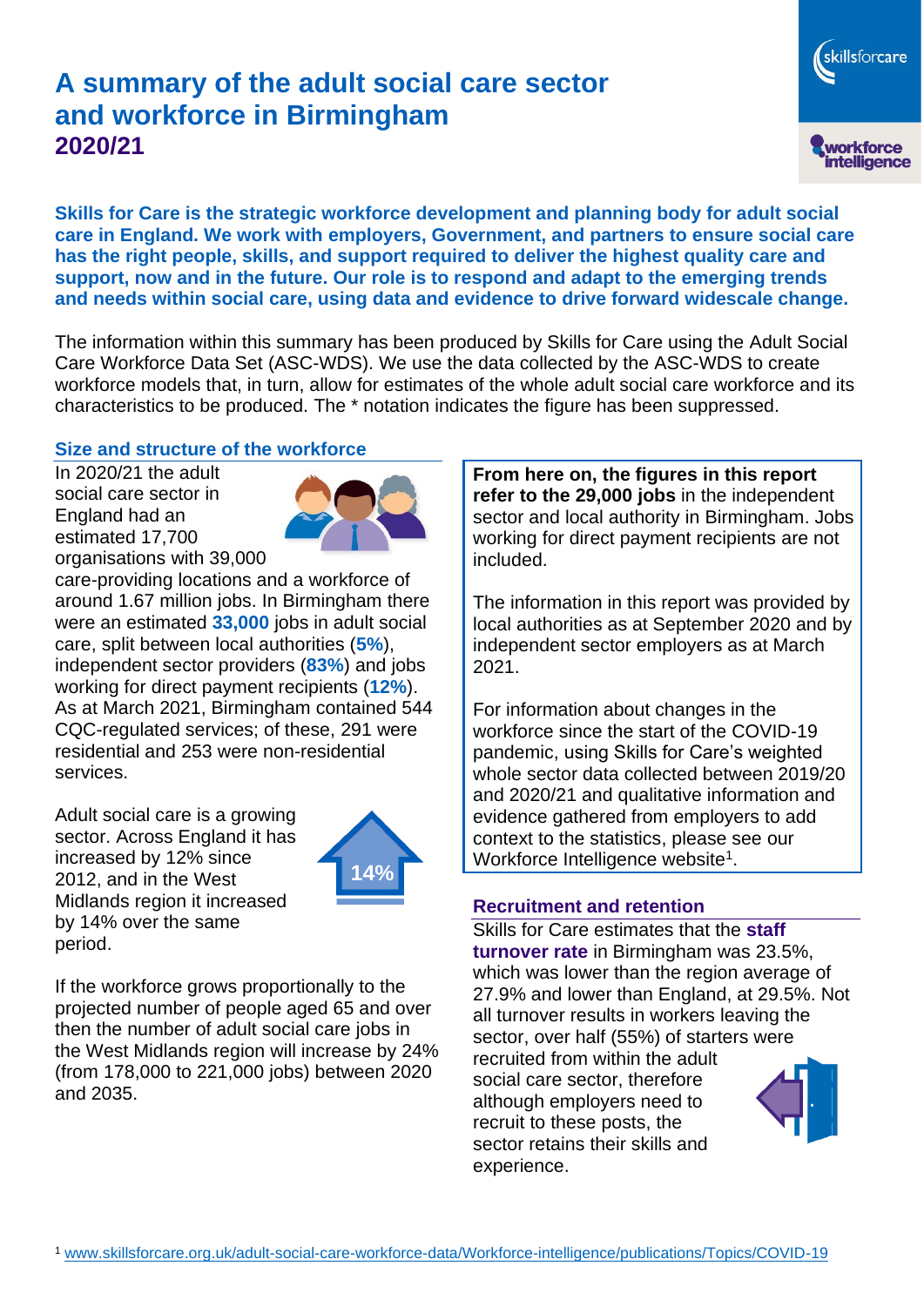# A summary of the adult social care sector and workforce in Birmingham 2020/21

**Skills for Care is the strategic workforce development and planning body for adult social care in England. We work with employers, Government, and partners to ensure social care has the right people, skills, and support required to deliver the highest quality care and support, now and in the future. Our role is to respond and adapt to the emerging trends and needs within social care, using data and evidence to drive forward widescale change.**

The information within this summary has been produced by Skills for Care using the Adult Social Care Workforce Data Set (ASC-WDS). We use the data collected by the ASC-WDS to create workforce models that, in turn, allow for estimates of the whole adult social care workforce and its characteristics to be produced. The * notation indicates the figure has been suppressed.

## Size and structure of the workforce

In 2020/21 the adult social care sector in England had an estimated 17,700 organisations with 39,000 care-providing locations and a workforce of around 1.67 million jobs. In Birmingham there were an estimated **33,000** jobs in adult social care, split between local authorities (**5%**), independent sector providers (**83%**) and jobs working for direct payment recipients (**12%**). As at March 2021, Birmingham contained 544 CQC-regulated services; of these, 291 were residential and 253 were non-residential services.

Adult social care is a growing sector. Across England it has increased by 12% since 2012, and in the West Midlands region it increased by 14% over the same period.

14%

If the workforce grows proportionally to the projected number of people aged 65 and over then the number of adult social care jobs in the West Midlands region will increase by 24% (from 178,000 to 221,000 jobs) between 2020 and 2035.

**From here on, the figures in this report refer to the 29,000 jobs** in the independent sector and local authority in Birmingham. Jobs working for direct payment recipients are not included.

The information in this report was provided by local authorities as at September 2020 and by independent sector employers as at March 2021.

For information about changes in the workforce since the start of the COVID-19 pandemic, using Skills for Care's weighted whole sector data collected between 2019/20 and 2020/21 and qualitative information and evidence gathered from employers to add context to the statistics, please see our Workforce Intelligence website[1].

## Recruitment and retention

Skills for Care estimates that the **staff turnover rate** in Birmingham was 23.5%, which was lower than the region average of 27.9% and lower than England, at 29.5%. Not all turnover results in workers leaving the sector, over half (55%) of starters were recruited from within the adult social care sector, therefore although employers need to recruit to these posts, the sector retains their skills and experience.

[1] www.skillsforcare.org.uk/adult-social-care-workforce-data/Workforce-intelligence/publications/Topics/COVID-19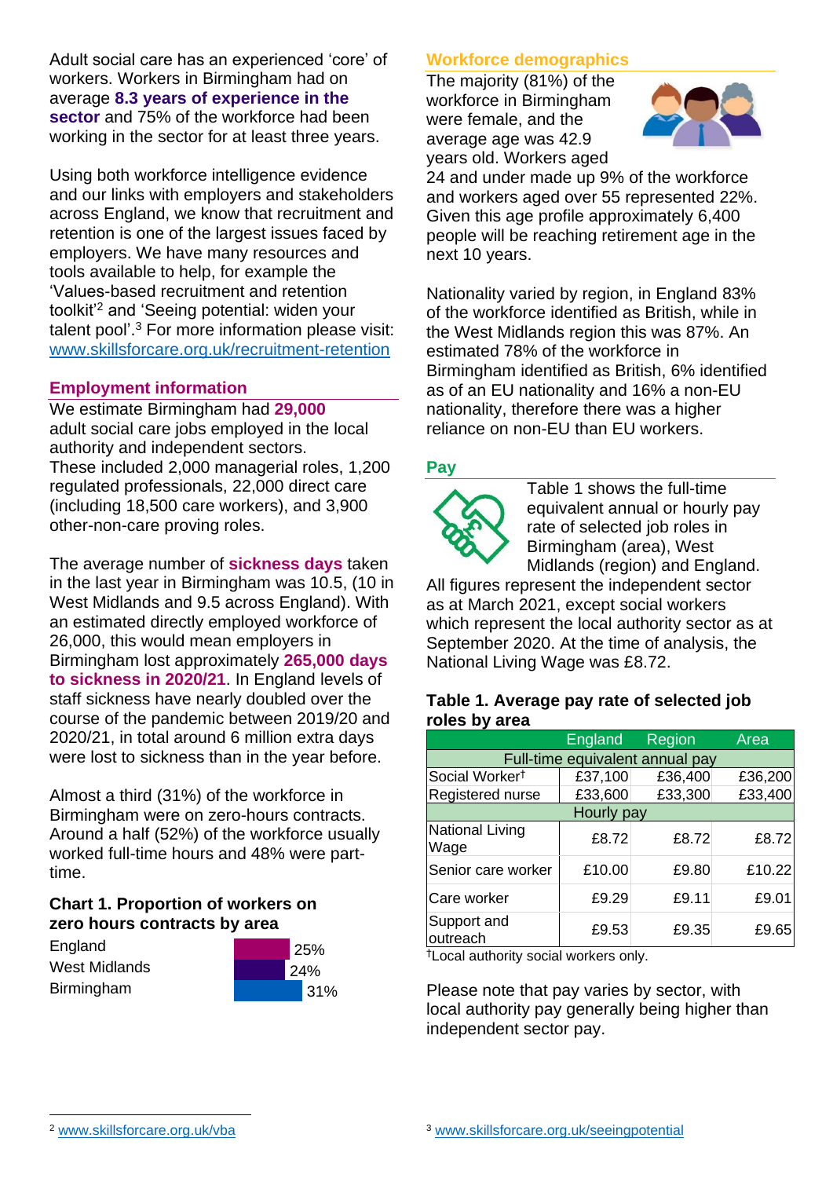Adult social care has an experienced 'core' of workers. Workers in Birmingham had on average **8.3 years of experience in the sector** and 75% of the workforce had been working in the sector for at least three years.

Using both workforce intelligence evidence and our links with employers and stakeholders across England, we know that recruitment and retention is one of the largest issues faced by employers. We have many resources and tools available to help, for example the 'Values-based recruitment and retention toolkit'[2] and 'Seeing potential: widen your talent pool'.[3] For more information please visit: www.skillsforcare.org.uk/recruitment-retention

## Employment information

We estimate Birmingham had **29,000** adult social care jobs employed in the local authority and independent sectors. These included 2,000 managerial roles, 1,200 regulated professionals, 22,000 direct care (including 18,500 care workers), and 3,900 other-non-care proving roles.

The average number of **sickness days** taken in the last year in Birmingham was 10.5, (10 in West Midlands and 9.5 across England). With an estimated directly employed workforce of 26,000, this would mean employers in Birmingham lost approximately **265,000 days to sickness in 2020/21**. In England levels of staff sickness have nearly doubled over the course of the pandemic between 2019/20 and 2020/21, in total around 6 million extra days were lost to sickness than in the year before.

Almost a third (31%) of the workforce in Birmingham were on zero-hours contracts. Around a half (52%) of the workforce usually worked full-time hours and 48% were part-time.

### Chart 1. Proportion of workers on zero hours contracts by area

| Area | Proportion |
|---|---|
| England | 25% |
| West Midlands | 24% |
| Birmingham | 31% |

## Workforce demographics

The majority (81%) of the workforce in Birmingham were female, and the average age was 42.9 years old. Workers aged 24 and under made up 9% of the workforce and workers aged over 55 represented 22%. Given this age profile approximately 6,400 people will be reaching retirement age in the next 10 years.

Nationality varied by region, in England 83% of the workforce identified as British, while in the West Midlands region this was 87%. An estimated 78% of the workforce in Birmingham identified as British, 6% identified as of an EU nationality and 16% a non-EU nationality, therefore there was a higher reliance on non-EU than EU workers.

## Pay

Table 1 shows the full-time equivalent annual or hourly pay rate of selected job roles in Birmingham (area), West Midlands (region) and England. All figures represent the independent sector as at March 2021, except social workers which represent the local authority sector as at September 2020. At the time of analysis, the National Living Wage was £8.72.

### Table 1. Average pay rate of selected job roles by area

| | England | Region | Area |
|---|---|---|---|
| **Full-time equivalent annual pay** | | | |
| Social Worker† | £37,100 | £36,400 | £36,200 |
| Registered nurse | £33,600 | £33,300 | £33,400 |
| **Hourly pay** | | | |
| National Living Wage | £8.72 | £8.72 | £8.72 |
| Senior care worker | £10.00 | £9.80 | £10.22 |
| Care worker | £9.29 | £9.11 | £9.01 |
| Support and outreach | £9.53 | £9.35 | £9.65 |

†Local authority social workers only.

Please note that pay varies by sector, with local authority pay generally being higher than independent sector pay.

[2] www.skillsforcare.org.uk/vba

[3] www.skillsforcare.org.uk/seeingpotential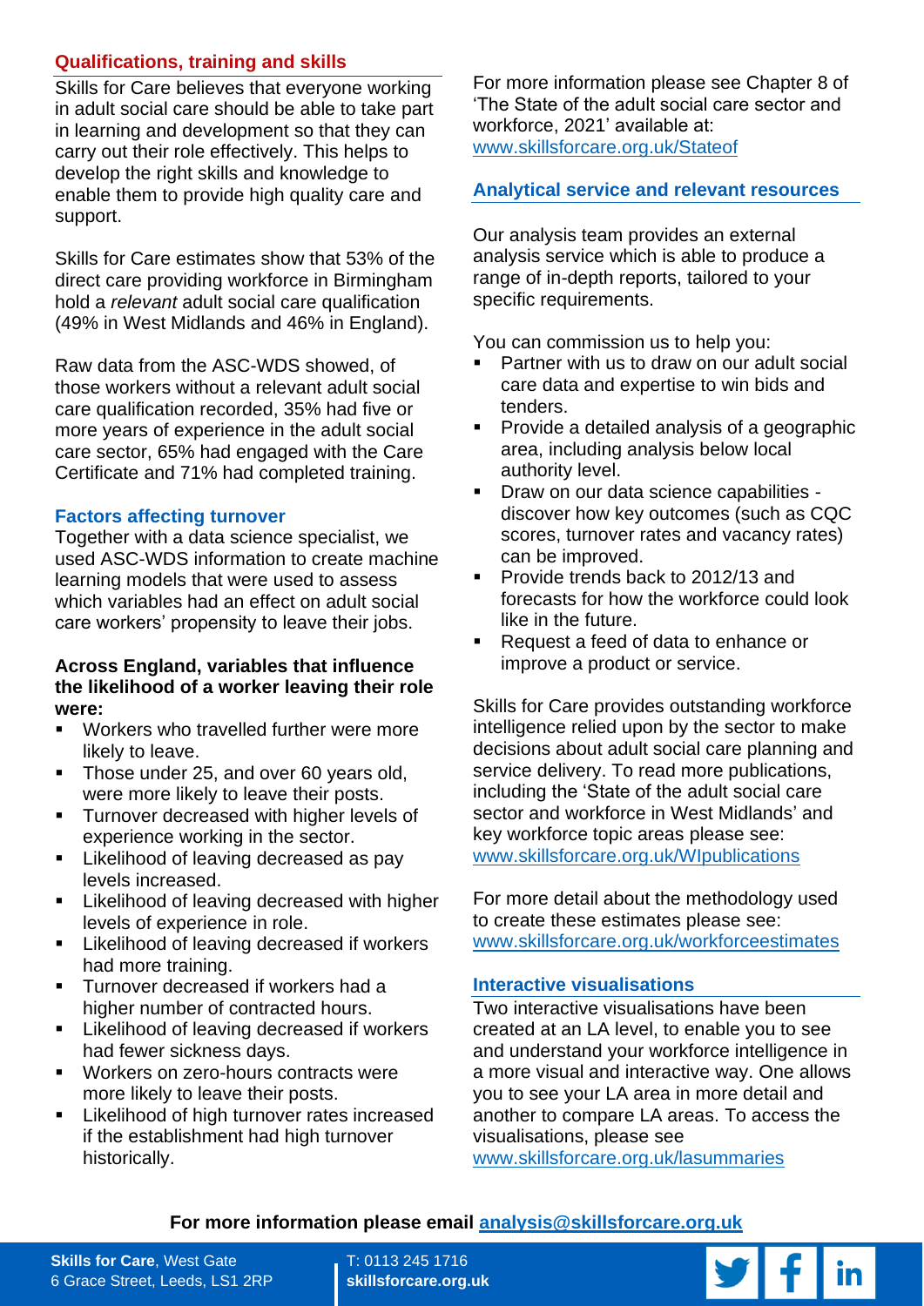## Qualifications, training and skills

Skills for Care believes that everyone working in adult social care should be able to take part in learning and development so that they can carry out their role effectively. This helps to develop the right skills and knowledge to enable them to provide high quality care and support.

Skills for Care estimates show that 53% of the direct care providing workforce in Birmingham hold a *relevant* adult social care qualification (49% in West Midlands and 46% in England).

Raw data from the ASC-WDS showed, of those workers without a relevant adult social care qualification recorded, 35% had five or more years of experience in the adult social care sector, 65% had engaged with the Care Certificate and 71% had completed training.

## Factors affecting turnover

Together with a data science specialist, we used ASC-WDS information to create machine learning models that were used to assess which variables had an effect on adult social care workers' propensity to leave their jobs.

**Across England, variables that influence the likelihood of a worker leaving their role were:**

- Workers who travelled further were more likely to leave.
- Those under 25, and over 60 years old, were more likely to leave their posts.
- Turnover decreased with higher levels of experience working in the sector.
- Likelihood of leaving decreased as pay levels increased.
- Likelihood of leaving decreased with higher levels of experience in role.
- Likelihood of leaving decreased if workers had more training.
- Turnover decreased if workers had a higher number of contracted hours.
- Likelihood of leaving decreased if workers had fewer sickness days.
- Workers on zero-hours contracts were more likely to leave their posts.
- Likelihood of high turnover rates increased if the establishment had high turnover historically.

For more information please see Chapter 8 of 'The State of the adult social care sector and workforce, 2021' available at: www.skillsforcare.org.uk/Stateof

## Analytical service and relevant resources

Our analysis team provides an external analysis service which is able to produce a range of in-depth reports, tailored to your specific requirements.

You can commission us to help you:

- Partner with us to draw on our adult social care data and expertise to win bids and tenders.
- Provide a detailed analysis of a geographic area, including analysis below local authority level.
- Draw on our data science capabilities - discover how key outcomes (such as CQC scores, turnover rates and vacancy rates) can be improved.
- Provide trends back to 2012/13 and forecasts for how the workforce could look like in the future.
- Request a feed of data to enhance or improve a product or service.

Skills for Care provides outstanding workforce intelligence relied upon by the sector to make decisions about adult social care planning and service delivery. To read more publications, including the 'State of the adult social care sector and workforce in West Midlands' and key workforce topic areas please see: www.skillsforcare.org.uk/WIpublications

For more detail about the methodology used to create these estimates please see: www.skillsforcare.org.uk/workforceestimates

## Interactive visualisations

Two interactive visualisations have been created at an LA level, to enable you to see and understand your workforce intelligence in a more visual and interactive way. One allows you to see your LA area in more detail and another to compare LA areas. To access the visualisations, please see www.skillsforcare.org.uk/lasummaries

**For more information please email analysis@skillsforcare.org.uk**

**Skills for Care**, West Gate
6 Grace Street, Leeds, LS1 2RP

T: 0113 245 1716
**skillsforcare.org.uk**